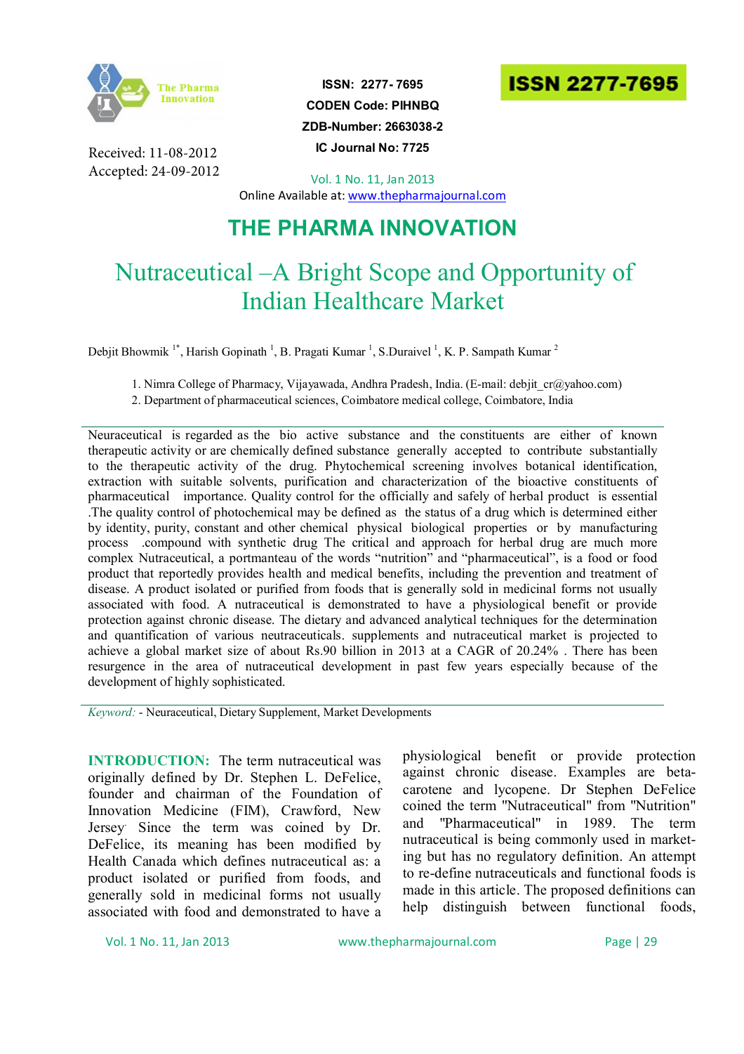ISSN: 2277- 7695
CODEN Code: PIHNBQ
ZDB-Number: 2663038-2
IC Journal No: 7725

ISSN 2277-7695

Received: 11-08-2012
Accepted: 24-09-2012

Vol. 1 No. 11, Jan 2013
Online Available at: www.thepharmajournal.com

# THE PHARMA INNOVATION

# Nutraceutical –A Bright Scope and Opportunity of Indian Healthcare Market

Debjit Bhowmik [1*], Harish Gopinath [1], B. Pragati Kumar [1], S.Duraivel [1], K. P. Sampath Kumar [2]

1. Nimra College of Pharmacy, Vijayawada, Andhra Pradesh, India. (E-mail: debjit_cr@yahoo.com)
2. Department of pharmaceutical sciences, Coimbatore medical college, Coimbatore, India

Neuraceutical is regarded as the bio active substance and the constituents are either of known therapeutic activity or are chemically defined substance generally accepted to contribute substantially to the therapeutic activity of the drug. Phytochemical screening involves botanical identification, extraction with suitable solvents, purification and characterization of the bioactive constituents of pharmaceutical importance. Quality control for the officially and safely of herbal product is essential .The quality control of photochemical may be defined as the status of a drug which is determined either by identity, purity, constant and other chemical physical biological properties or by manufacturing process .compound with synthetic drug The critical and approach for herbal drug are much more complex Nutraceutical, a portmanteau of the words "nutrition" and "pharmaceutical", is a food or food product that reportedly provides health and medical benefits, including the prevention and treatment of disease. A product isolated or purified from foods that is generally sold in medicinal forms not usually associated with food. A nutraceutical is demonstrated to have a physiological benefit or provide protection against chronic disease. The dietary and advanced analytical techniques for the determination and quantification of various neutraceuticals. supplements and nutraceutical market is projected to achieve a global market size of about Rs.90 billion in 2013 at a CAGR of 20.24% . There has been resurgence in the area of nutraceutical development in past few years especially because of the development of highly sophisticated.

*Keyword:* - Neuraceutical, Dietary Supplement, Market Developments

**INTRODUCTION:** The term nutraceutical was originally defined by Dr. Stephen L. DeFelice, founder and chairman of the Foundation of Innovation Medicine (FIM), Crawford, New Jersey. Since the term was coined by Dr. DeFelice, its meaning has been modified by Health Canada which defines nutraceutical as: a product isolated or purified from foods, and generally sold in medicinal forms not usually associated with food and demonstrated to have a physiological benefit or provide protection against chronic disease. Examples are beta-carotene and lycopene. Dr Stephen DeFelice coined the term "Nutraceutical" from "Nutrition" and "Pharmaceutical" in 1989. The term nutraceutical is being commonly used in marketing but has no regulatory definition. An attempt to re-define nutraceuticals and functional foods is made in this article. The proposed definitions can help distinguish between functional foods,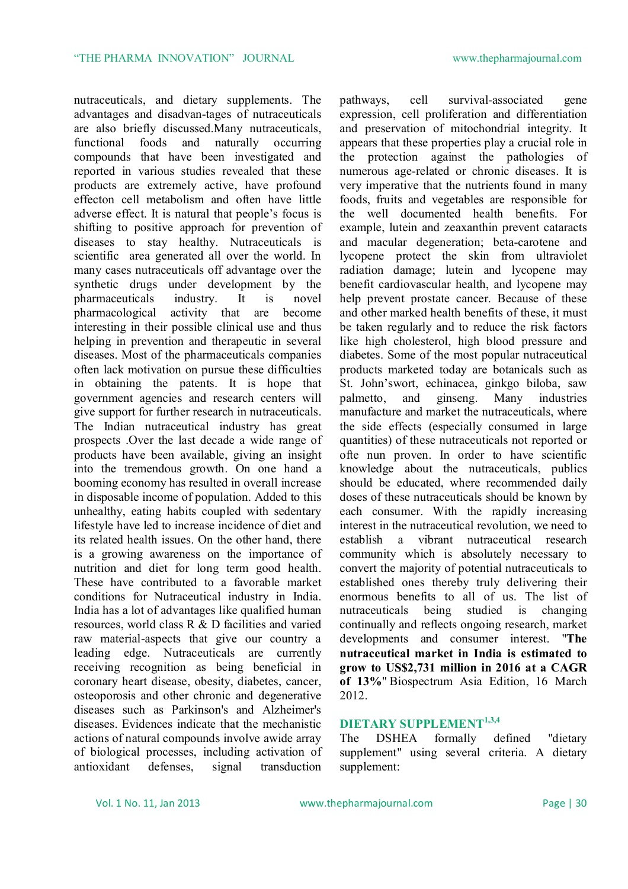nutraceuticals, and dietary supplements. The advantages and disadvan-tages of nutraceuticals are also briefly discussed.Many nutraceuticals, functional foods and naturally occurring compounds that have been investigated and reported in various studies revealed that these products are extremely active, have profound effecton cell metabolism and often have little adverse effect. It is natural that people's focus is shifting to positive approach for prevention of diseases to stay healthy. Nutraceuticals is scientific area generated all over the world. In many cases nutraceuticals off advantage over the synthetic drugs under development by the pharmaceuticals industry. It is novel pharmacological activity that are become interesting in their possible clinical use and thus helping in prevention and therapeutic in several diseases. Most of the pharmaceuticals companies often lack motivation on pursue these difficulties in obtaining the patents. It is hope that government agencies and research centers will give support for further research in nutraceuticals. The Indian nutraceutical industry has great prospects .Over the last decade a wide range of products have been available, giving an insight into the tremendous growth. On one hand a booming economy has resulted in overall increase in disposable income of population. Added to this unhealthy, eating habits coupled with sedentary lifestyle have led to increase incidence of diet and its related health issues. On the other hand, there is a growing awareness on the importance of nutrition and diet for long term good health. These have contributed to a favorable market conditions for Nutraceutical industry in India. India has a lot of advantages like qualified human resources, world class R & D facilities and varied raw material-aspects that give our country a leading edge. Nutraceuticals are currently receiving recognition as being beneficial in coronary heart disease, obesity, diabetes, cancer, osteoporosis and other chronic and degenerative diseases such as Parkinson's and Alzheimer's diseases. Evidences indicate that the mechanistic actions of natural compounds involve awide array of biological processes, including activation of antioxidant defenses, signal transduction pathways, cell survival-associated gene expression, cell proliferation and differentiation and preservation of mitochondrial integrity. It appears that these properties play a crucial role in the protection against the pathologies of numerous age-related or chronic diseases. It is very imperative that the nutrients found in many foods, fruits and vegetables are responsible for the well documented health benefits. For example, lutein and zeaxanthin prevent cataracts and macular degeneration; beta-carotene and lycopene protect the skin from ultraviolet radiation damage; lutein and lycopene may benefit cardiovascular health, and lycopene may help prevent prostate cancer. Because of these and other marked health benefits of these, it must be taken regularly and to reduce the risk factors like high cholesterol, high blood pressure and diabetes. Some of the most popular nutraceutical products marketed today are botanicals such as St. John'swort, echinacea, ginkgo biloba, saw palmetto, and ginseng. Many industries manufacture and market the nutraceuticals, where the side effects (especially consumed in large quantities) of these nutraceuticals not reported or ofte nun proven. In order to have scientific knowledge about the nutraceuticals, publics should be educated, where recommended daily doses of these nutraceuticals should be known by each consumer. With the rapidly increasing interest in the nutraceutical revolution, we need to establish a vibrant nutraceutical research community which is absolutely necessary to convert the majority of potential nutraceuticals to established ones thereby truly delivering their enormous benefits to all of us. The list of nutraceuticals being studied is changing continually and reflects ongoing research, market developments and consumer interest. "**The nutraceutical market in India is estimated to grow to US$2,731 million in 2016 at a CAGR of 13%**" Biospectrum Asia Edition, 16 March 2012.

## DIETARY SUPPLEMENT[1,3,4]

The DSHEA formally defined "dietary supplement" using several criteria. A dietary supplement: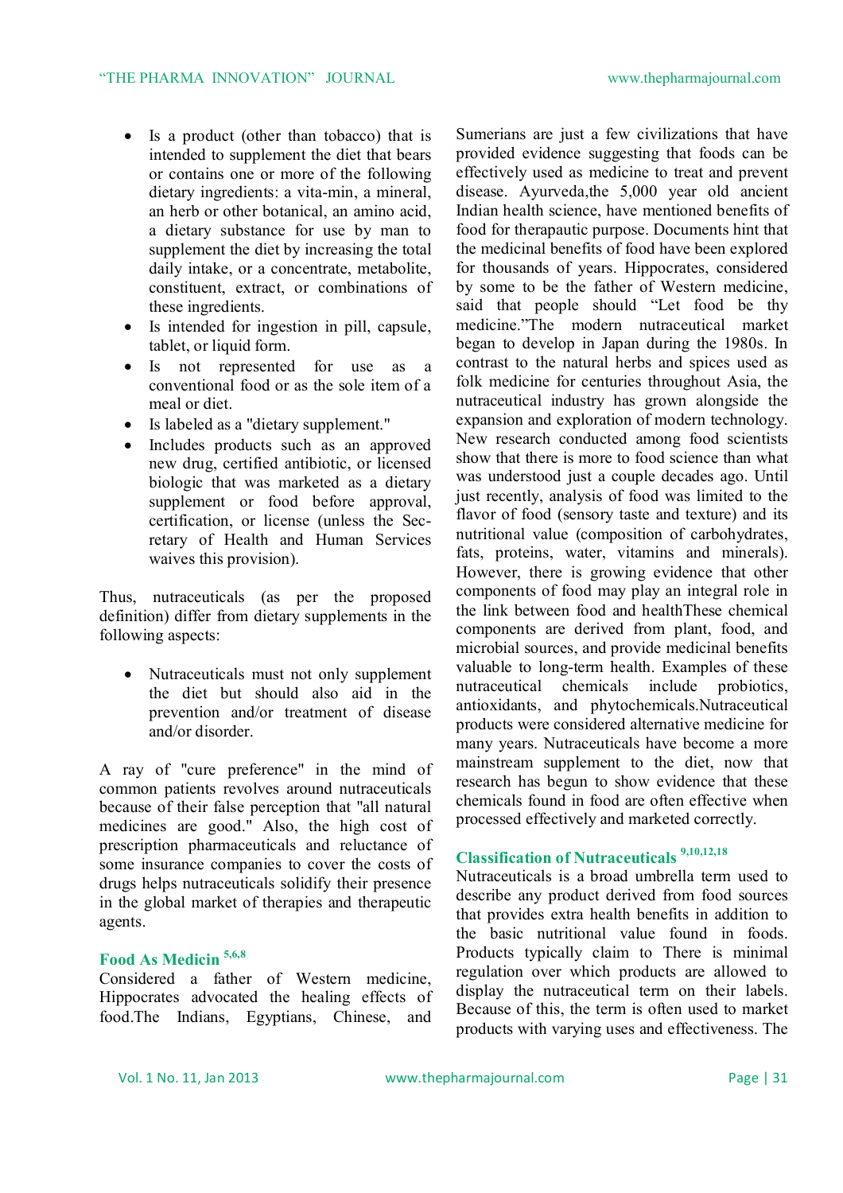- Is a product (other than tobacco) that is intended to supplement the diet that bears or contains one or more of the following dietary ingredients: a vita-min, a mineral, an herb or other botanical, an amino acid, a dietary substance for use by man to supplement the diet by increasing the total daily intake, or a concentrate, metabolite, constituent, extract, or combinations of these ingredients.
- Is intended for ingestion in pill, capsule, tablet, or liquid form.
- Is not represented for use as a conventional food or as the sole item of a meal or diet.
- Is labeled as a "dietary supplement."
- Includes products such as an approved new drug, certified antibiotic, or licensed biologic that was marketed as a dietary supplement or food before approval, certification, or license (unless the Sec-retary of Health and Human Services waives this provision).

Thus, nutraceuticals (as per the proposed definition) differ from dietary supplements in the following aspects:

- Nutraceuticals must not only supplement the diet but should also aid in the prevention and/or treatment of disease and/or disorder.

A ray of "cure preference" in the mind of common patients revolves around nutraceuticals because of their false perception that "all natural medicines are good." Also, the high cost of prescription pharmaceuticals and reluctance of some insurance companies to cover the costs of drugs helps nutraceuticals solidify their presence in the global market of therapies and therapeutic agents.

## Food As Medicin [5,6,8]

Considered a father of Western medicine, Hippocrates advocated the healing effects of food.The Indians, Egyptians, Chinese, and Sumerians are just a few civilizations that have provided evidence suggesting that foods can be effectively used as medicine to treat and prevent disease. Ayurveda,the 5,000 year old ancient Indian health science, have mentioned benefits of food for therapautic purpose. Documents hint that the medicinal benefits of food have been explored for thousands of years. Hippocrates, considered by some to be the father of Western medicine, said that people should "Let food be thy medicine."The modern nutraceutical market began to develop in Japan during the 1980s. In contrast to the natural herbs and spices used as folk medicine for centuries throughout Asia, the nutraceutical industry has grown alongside the expansion and exploration of modern technology. New research conducted among food scientists show that there is more to food science than what was understood just a couple decades ago. Until just recently, analysis of food was limited to the flavor of food (sensory taste and texture) and its nutritional value (composition of carbohydrates, fats, proteins, water, vitamins and minerals). However, there is growing evidence that other components of food may play an integral role in the link between food and healthThese chemical components are derived from plant, food, and microbial sources, and provide medicinal benefits valuable to long-term health. Examples of these nutraceutical chemicals include probiotics, antioxidants, and phytochemicals.Nutraceutical products were considered alternative medicine for many years. Nutraceuticals have become a more mainstream supplement to the diet, now that research has begun to show evidence that these chemicals found in food are often effective when processed effectively and marketed correctly.

## Classification of Nutraceuticals [9,10,12,18]

Nutraceuticals is a broad umbrella term used to describe any product derived from food sources that provides extra health benefits in addition to the basic nutritional value found in foods. Products typically claim to There is minimal regulation over which products are allowed to display the nutraceutical term on their labels. Because of this, the term is often used to market products with varying uses and effectiveness. The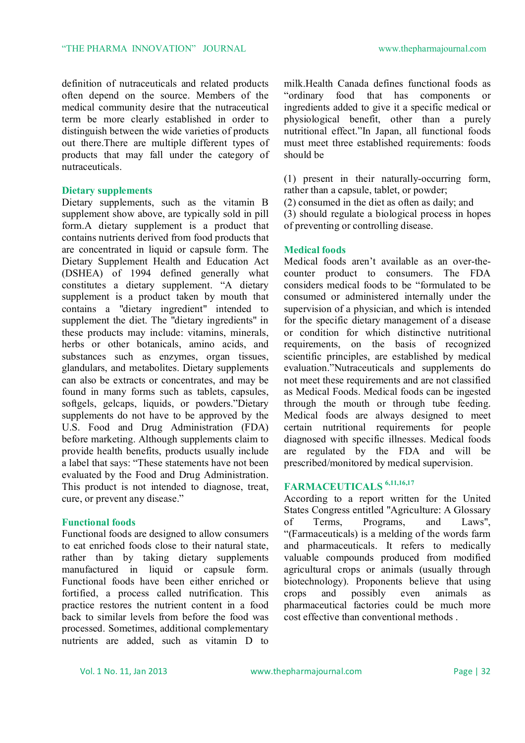definition of nutraceuticals and related products often depend on the source. Members of the medical community desire that the nutraceutical term be more clearly established in order to distinguish between the wide varieties of products out there.There are multiple different types of products that may fall under the category of nutraceuticals.

## Dietary supplements

Dietary supplements, such as the vitamin B supplement show above, are typically sold in pill form.A dietary supplement is a product that contains nutrients derived from food products that are concentrated in liquid or capsule form. The Dietary Supplement Health and Education Act (DSHEA) of 1994 defined generally what constitutes a dietary supplement. "A dietary supplement is a product taken by mouth that contains a "dietary ingredient" intended to supplement the diet. The "dietary ingredients" in these products may include: vitamins, minerals, herbs or other botanicals, amino acids, and substances such as enzymes, organ tissues, glandulars, and metabolites. Dietary supplements can also be extracts or concentrates, and may be found in many forms such as tablets, capsules, softgels, gelcaps, liquids, or powders."Dietary supplements do not have to be approved by the U.S. Food and Drug Administration (FDA) before marketing. Although supplements claim to provide health benefits, products usually include a label that says: "These statements have not been evaluated by the Food and Drug Administration. This product is not intended to diagnose, treat, cure, or prevent any disease."

## Functional foods

Functional foods are designed to allow consumers to eat enriched foods close to their natural state, rather than by taking dietary supplements manufactured in liquid or capsule form. Functional foods have been either enriched or fortified, a process called nutrification. This practice restores the nutrient content in a food back to similar levels from before the food was processed. Sometimes, additional complementary nutrients are added, such as vitamin D to milk.Health Canada defines functional foods as "ordinary food that has components or ingredients added to give it a specific medical or physiological benefit, other than a purely nutritional effect."In Japan, all functional foods must meet three established requirements: foods should be

(1) present in their naturally-occurring form, rather than a capsule, tablet, or powder;
(2) consumed in the diet as often as daily; and
(3) should regulate a biological process in hopes of preventing or controlling disease.

## Medical foods

Medical foods aren't available as an over-the-counter product to consumers. The FDA considers medical foods to be "formulated to be consumed or administered internally under the supervision of a physician, and which is intended for the specific dietary management of a disease or condition for which distinctive nutritional requirements, on the basis of recognized scientific principles, are established by medical evaluation."Nutraceuticals and supplements do not meet these requirements and are not classified as Medical Foods. Medical foods can be ingested through the mouth or through tube feeding. Medical foods are always designed to meet certain nutritional requirements for people diagnosed with specific illnesses. Medical foods are regulated by the FDA and will be prescribed/monitored by medical supervision.

## FARMACEUTICALS [6,11,16,17]

According to a report written for the United States Congress entitled "Agriculture: A Glossary of Terms, Programs, and Laws", "(Farmaceuticals) is a melding of the words farm and pharmaceuticals. It refers to medically valuable compounds produced from modified agricultural crops or animals (usually through biotechnology). Proponents believe that using crops and possibly even animals as pharmaceutical factories could be much more cost effective than conventional methods .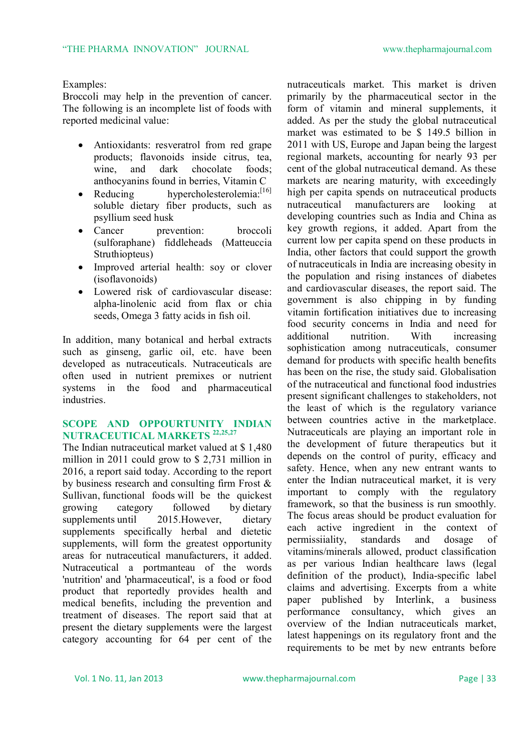Examples:
Broccoli may help in the prevention of cancer. The following is an incomplete list of foods with reported medicinal value:

- Antioxidants: resveratrol from red grape products; flavonoids inside citrus, tea, wine, and dark chocolate foods; anthocyanins found in berries, Vitamin C
- Reducing hypercholesterolemia:[16] soluble dietary fiber products, such as psyllium seed husk
- Cancer prevention: broccoli (sulforaphane) fiddleheads (Matteuccia Struthiopteus)
- Improved arterial health: soy or clover (isoflavonoids)
- Lowered risk of cardiovascular disease: alpha-linolenic acid from flax or chia seeds, Omega 3 fatty acids in fish oil.

In addition, many botanical and herbal extracts such as ginseng, garlic oil, etc. have been developed as nutraceuticals. Nutraceuticals are often used in nutrient premixes or nutrient systems in the food and pharmaceutical industries.

## SCOPE AND OPPOURTUNITY INDIAN NUTRACEUTICAL MARKETS [22,25,27]

The Indian nutraceutical market valued at $ 1,480 million in 2011 could grow to $ 2,731 million in 2016, a report said today. According to the report by business research and consulting firm Frost & Sullivan, functional foods will be the quickest growing category followed by dietary supplements until 2015.However, dietary supplements specifically herbal and dietetic supplements, will form the greatest opportunity areas for nutraceutical manufacturers, it added. Nutraceutical a portmanteau of the words 'nutrition' and 'pharmaceutical', is a food or food product that reportedly provides health and medical benefits, including the prevention and treatment of diseases. The report said that at present the dietary supplements were the largest category accounting for 64 per cent of the nutraceuticals market. This market is driven primarily by the pharmaceutical sector in the form of vitamin and mineral supplements, it added. As per the study the global nutraceutical market was estimated to be $ 149.5 billion in 2011 with US, Europe and Japan being the largest regional markets, accounting for nearly 93 per cent of the global nutraceutical demand. As these markets are nearing maturity, with exceedingly high per capita spends on nutraceutical products nutraceutical manufacturers are looking at developing countries such as India and China as key growth regions, it added. Apart from the current low per capita spend on these products in India, other factors that could support the growth of nutraceuticals in India are increasing obesity in the population and rising instances of diabetes and cardiovascular diseases, the report said. The government is also chipping in by funding vitamin fortification initiatives due to increasing food security concerns in India and need for additional nutrition. With increasing sophistication among nutraceuticals, consumer demand for products with specific health benefits has been on the rise, the study said. Globalisation of the nutraceutical and functional food industries present significant challenges to stakeholders, not the least of which is the regulatory variance between countries active in the marketplace. Nutraceuticals are playing an important role in the development of future therapeutics but it depends on the control of purity, efficacy and safety. Hence, when any new entrant wants to enter the Indian nutraceutical market, it is very important to comply with the regulatory framework, so that the business is run smoothly. The focus areas should be product evaluation for each active ingredient in the context of permissiiality, standards and dosage of vitamins/minerals allowed, product classification as per various Indian healthcare laws (legal definition of the product), India-specific label claims and advertising. Excerpts from a white paper published by Interlink, a business performance consultancy, which gives an overview of the Indian nutraceuticals market, latest happenings on its regulatory front and the requirements to be met by new entrants before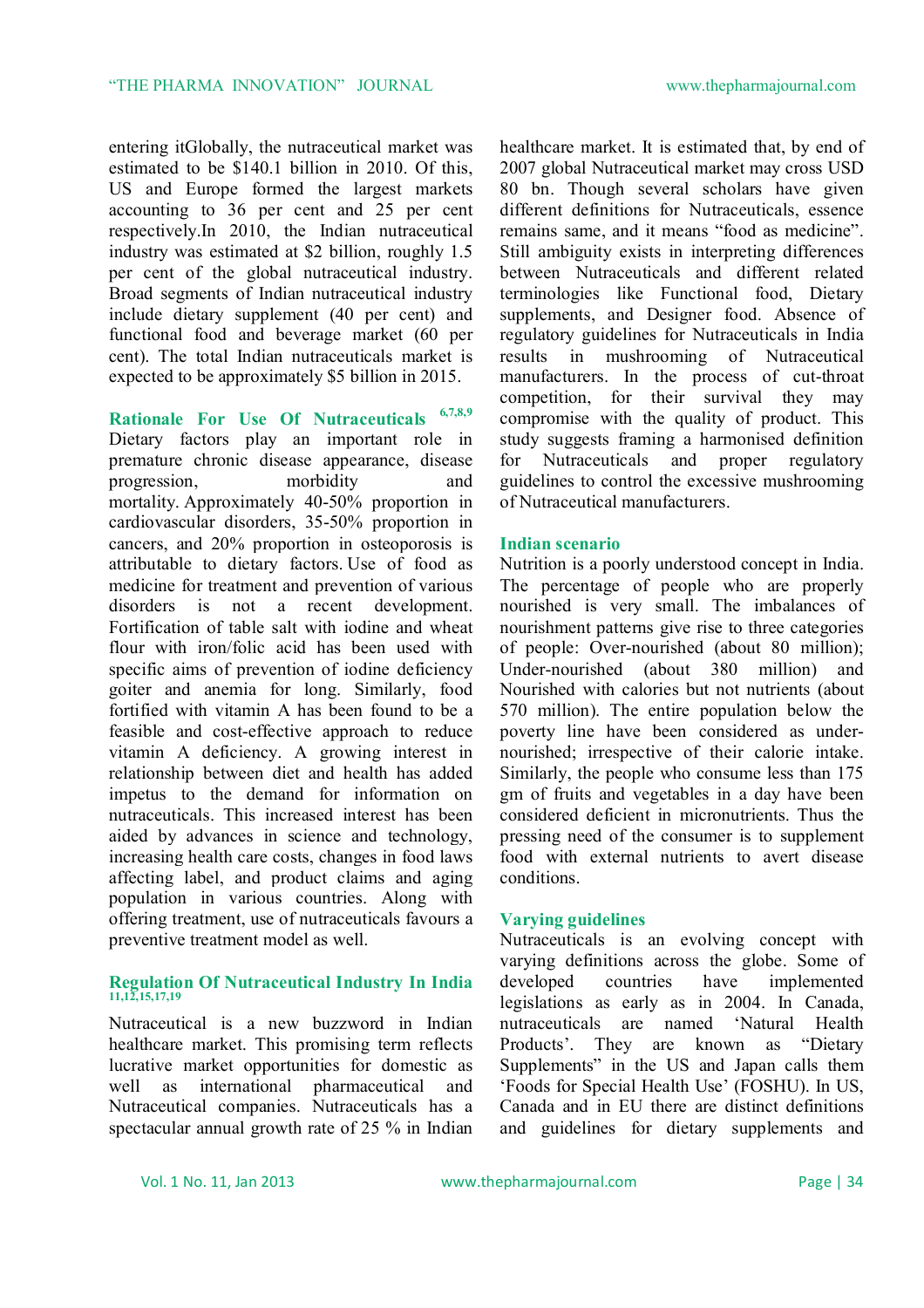entering itGlobally, the nutraceutical market was estimated to be $140.1 billion in 2010. Of this, US and Europe formed the largest markets accounting to 36 per cent and 25 per cent respectively.In 2010, the Indian nutraceutical industry was estimated at $2 billion, roughly 1.5 per cent of the global nutraceutical industry. Broad segments of Indian nutraceutical industry include dietary supplement (40 per cent) and functional food and beverage market (60 per cent). The total Indian nutraceuticals market is expected to be approximately $5 billion in 2015.

## Rationale For Use Of Nutraceuticals [6,7,8,9]

Dietary factors play an important role in premature chronic disease appearance, disease progression, morbidity and mortality. Approximately 40-50% proportion in cardiovascular disorders, 35-50% proportion in cancers, and 20% proportion in osteoporosis is attributable to dietary factors. Use of food as medicine for treatment and prevention of various disorders is not a recent development. Fortification of table salt with iodine and wheat flour with iron/folic acid has been used with specific aims of prevention of iodine deficiency goiter and anemia for long. Similarly, food fortified with vitamin A has been found to be a feasible and cost-effective approach to reduce vitamin A deficiency. A growing interest in relationship between diet and health has added impetus to the demand for information on nutraceuticals. This increased interest has been aided by advances in science and technology, increasing health care costs, changes in food laws affecting label, and product claims and aging population in various countries. Along with offering treatment, use of nutraceuticals favours a preventive treatment model as well.

## Regulation Of Nutraceutical Industry In India [11,12,15,17,19]

Nutraceutical is a new buzzword in Indian healthcare market. This promising term reflects lucrative market opportunities for domestic as well as international pharmaceutical and Nutraceutical companies. Nutraceuticals has a spectacular annual growth rate of 25 % in Indian healthcare market. It is estimated that, by end of 2007 global Nutraceutical market may cross USD 80 bn. Though several scholars have given different definitions for Nutraceuticals, essence remains same, and it means "food as medicine". Still ambiguity exists in interpreting differences between Nutraceuticals and different related terminologies like Functional food, Dietary supplements, and Designer food. Absence of regulatory guidelines for Nutraceuticals in India results in mushrooming of Nutraceutical manufacturers. In the process of cut-throat competition, for their survival they may compromise with the quality of product. This study suggests framing a harmonised definition for Nutraceuticals and proper regulatory guidelines to control the excessive mushrooming of Nutraceutical manufacturers.

## Indian scenario

Nutrition is a poorly understood concept in India. The percentage of people who are properly nourished is very small. The imbalances of nourishment patterns give rise to three categories of people: Over-nourished (about 80 million); Under-nourished (about 380 million) and Nourished with calories but not nutrients (about 570 million). The entire population below the poverty line have been considered as under-nourished; irrespective of their calorie intake. Similarly, the people who consume less than 175 gm of fruits and vegetables in a day have been considered deficient in micronutrients. Thus the pressing need of the consumer is to supplement food with external nutrients to avert disease conditions.

## Varying guidelines

Nutraceuticals is an evolving concept with varying definitions across the globe. Some of developed countries have implemented legislations as early as in 2004. In Canada, nutraceuticals are named 'Natural Health Products'. They are known as "Dietary Supplements" in the US and Japan calls them 'Foods for Special Health Use' (FOSHU). In US, Canada and in EU there are distinct definitions and guidelines for dietary supplements and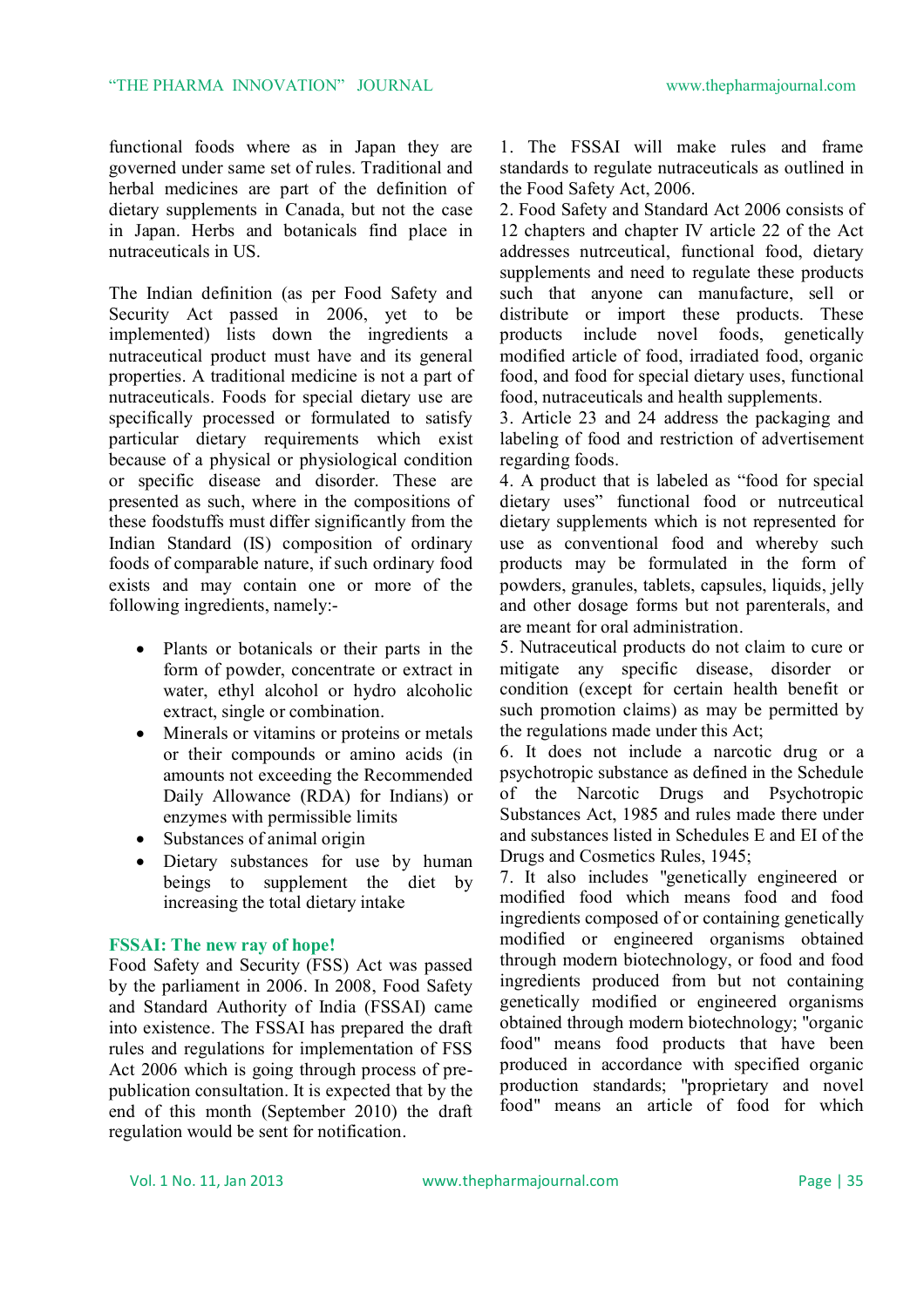functional foods where as in Japan they are governed under same set of rules. Traditional and herbal medicines are part of the definition of dietary supplements in Canada, but not the case in Japan. Herbs and botanicals find place in nutraceuticals in US.

The Indian definition (as per Food Safety and Security Act passed in 2006, yet to be implemented) lists down the ingredients a nutraceutical product must have and its general properties. A traditional medicine is not a part of nutraceuticals. Foods for special dietary use are specifically processed or formulated to satisfy particular dietary requirements which exist because of a physical or physiological condition or specific disease and disorder. These are presented as such, where in the compositions of these foodstuffs must differ significantly from the Indian Standard (IS) composition of ordinary foods of comparable nature, if such ordinary food exists and may contain one or more of the following ingredients, namely:-

- Plants or botanicals or their parts in the form of powder, concentrate or extract in water, ethyl alcohol or hydro alcoholic extract, single or combination.
- Minerals or vitamins or proteins or metals or their compounds or amino acids (in amounts not exceeding the Recommended Daily Allowance (RDA) for Indians) or enzymes with permissible limits
- Substances of animal origin
- Dietary substances for use by human beings to supplement the diet by increasing the total dietary intake

**FSSAI: The new ray of hope!**

Food Safety and Security (FSS) Act was passed by the parliament in 2006. In 2008, Food Safety and Standard Authority of India (FSSAI) came into existence. The FSSAI has prepared the draft rules and regulations for implementation of FSS Act 2006 which is going through process of pre-publication consultation. It is expected that by the end of this month (September 2010) the draft regulation would be sent for notification.

1. The FSSAI will make rules and frame standards to regulate nutraceuticals as outlined in the Food Safety Act, 2006.
2. Food Safety and Standard Act 2006 consists of 12 chapters and chapter IV article 22 of the Act addresses nutrceutical, functional food, dietary supplements and need to regulate these products such that anyone can manufacture, sell or distribute or import these products. These products include novel foods, genetically modified article of food, irradiated food, organic food, and food for special dietary uses, functional food, nutraceuticals and health supplements.
3. Article 23 and 24 address the packaging and labeling of food and restriction of advertisement regarding foods.
4. A product that is labeled as "food for special dietary uses" functional food or nutrceutical dietary supplements which is not represented for use as conventional food and whereby such products may be formulated in the form of powders, granules, tablets, capsules, liquids, jelly and other dosage forms but not parenterals, and are meant for oral administration.
5. Nutraceutical products do not claim to cure or mitigate any specific disease, disorder or condition (except for certain health benefit or such promotion claims) as may be permitted by the regulations made under this Act;
6. It does not include a narcotic drug or a psychotropic substance as defined in the Schedule of the Narcotic Drugs and Psychotropic Substances Act, 1985 and rules made there under and substances listed in Schedules E and EI of the Drugs and Cosmetics Rules, 1945;
7. It also includes "genetically engineered or modified food which means food and food ingredients composed of or containing genetically modified or engineered organisms obtained through modern biotechnology, or food and food ingredients produced from but not containing genetically modified or engineered organisms obtained through modern biotechnology; "organic food" means food products that have been produced in accordance with specified organic production standards; "proprietary and novel food" means an article of food for which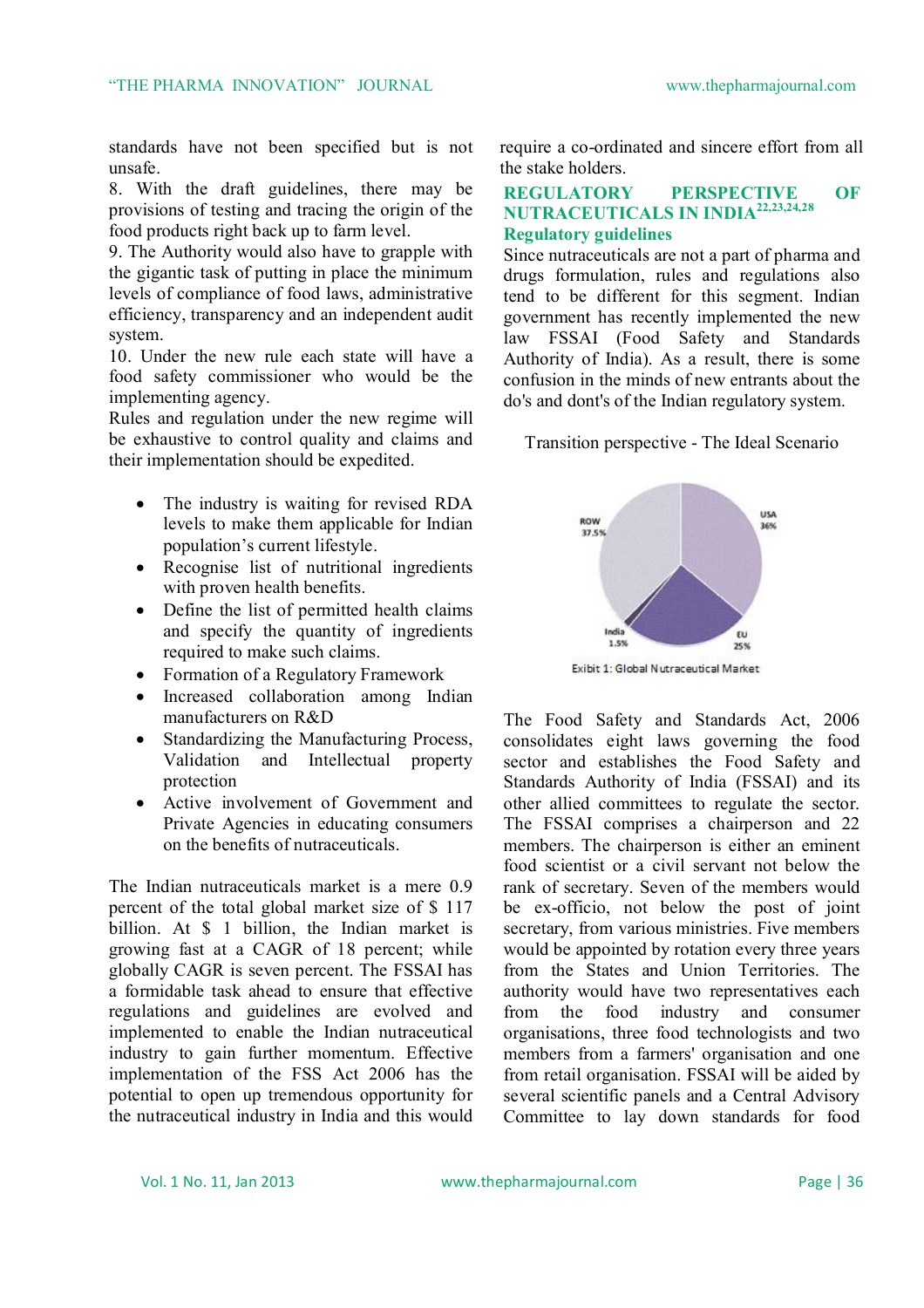standards have not been specified but is not unsafe.

8. With the draft guidelines, there may be provisions of testing and tracing the origin of the food products right back up to farm level.

9. The Authority would also have to grapple with the gigantic task of putting in place the minimum levels of compliance of food laws, administrative efficiency, transparency and an independent audit system.

10. Under the new rule each state will have a food safety commissioner who would be the implementing agency.

Rules and regulation under the new regime will be exhaustive to control quality and claims and their implementation should be expedited.

- The industry is waiting for revised RDA levels to make them applicable for Indian population's current lifestyle.
- Recognise list of nutritional ingredients with proven health benefits.
- Define the list of permitted health claims and specify the quantity of ingredients required to make such claims.
- Formation of a Regulatory Framework
- Increased collaboration among Indian manufacturers on R&D
- Standardizing the Manufacturing Process, Validation and Intellectual property protection
- Active involvement of Government and Private Agencies in educating consumers on the benefits of nutraceuticals.

The Indian nutraceuticals market is a mere 0.9 percent of the total global market size of $ 117 billion. At $ 1 billion, the Indian market is growing fast at a CAGR of 18 percent; while globally CAGR is seven percent. The FSSAI has a formidable task ahead to ensure that effective regulations and guidelines are evolved and implemented to enable the Indian nutraceutical industry to gain further momentum. Effective implementation of the FSS Act 2006 has the potential to open up tremendous opportunity for the nutraceutical industry in India and this would require a co-ordinated and sincere effort from all the stake holders.

## REGULATORY PERSPECTIVE OF NUTRACEUTICALS IN INDIA[22,23,24,28]

### Regulatory guidelines

Since nutraceuticals are not a part of pharma and drugs formulation, rules and regulations also tend to be different for this segment. Indian government has recently implemented the new law FSSAI (Food Safety and Standards Authority of India). As a result, there is some confusion in the minds of new entrants about the do's and dont's of the Indian regulatory system.

Transition perspective - The Ideal Scenario

ROW 37.5%, USA 36%, EU 25%, India 1.5%

Exibit 1: Global Nutraceutical Market

The Food Safety and Standards Act, 2006 consolidates eight laws governing the food sector and establishes the Food Safety and Standards Authority of India (FSSAI) and its other allied committees to regulate the sector. The FSSAI comprises a chairperson and 22 members. The chairperson is either an eminent food scientist or a civil servant not below the rank of secretary. Seven of the members would be ex-officio, not below the post of joint secretary, from various ministries. Five members would be appointed by rotation every three years from the States and Union Territories. The authority would have two representatives each from the food industry and consumer organisations, three food technologists and two members from a farmers' organisation and one from retail organisation. FSSAI will be aided by several scientific panels and a Central Advisory Committee to lay down standards for food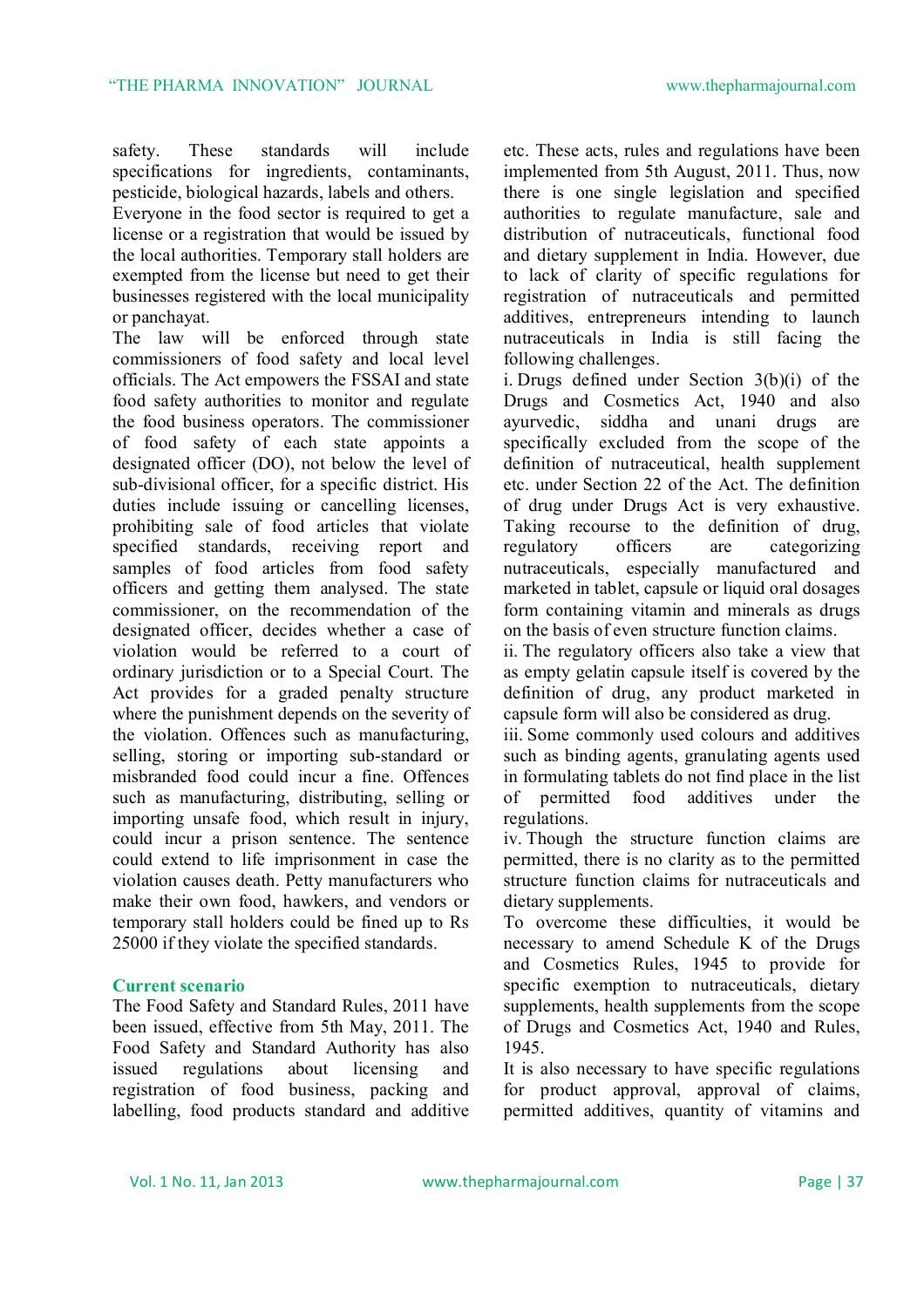safety. These standards will include specifications for ingredients, contaminants, pesticide, biological hazards, labels and others.

Everyone in the food sector is required to get a license or a registration that would be issued by the local authorities. Temporary stall holders are exempted from the license but need to get their businesses registered with the local municipality or panchayat.

The law will be enforced through state commissioners of food safety and local level officials. The Act empowers the FSSAI and state food safety authorities to monitor and regulate the food business operators. The commissioner of food safety of each state appoints a designated officer (DO), not below the level of sub-divisional officer, for a specific district. His duties include issuing or cancelling licenses, prohibiting sale of food articles that violate specified standards, receiving report and samples of food articles from food safety officers and getting them analysed. The state commissioner, on the recommendation of the designated officer, decides whether a case of violation would be referred to a court of ordinary jurisdiction or to a Special Court. The Act provides for a graded penalty structure where the punishment depends on the severity of the violation. Offences such as manufacturing, selling, storing or importing sub-standard or misbranded food could incur a fine. Offences such as manufacturing, distributing, selling or importing unsafe food, which result in injury, could incur a prison sentence. The sentence could extend to life imprisonment in case the violation causes death. Petty manufacturers who make their own food, hawkers, and vendors or temporary stall holders could be fined up to Rs 25000 if they violate the specified standards.

## Current scenario

The Food Safety and Standard Rules, 2011 have been issued, effective from 5th May, 2011. The Food Safety and Standard Authority has also issued regulations about licensing and registration of food business, packing and labelling, food products standard and additive etc. These acts, rules and regulations have been implemented from 5th August, 2011. Thus, now there is one single legislation and specified authorities to regulate manufacture, sale and distribution of nutraceuticals, functional food and dietary supplement in India. However, due to lack of clarity of specific regulations for registration of nutraceuticals and permitted additives, entrepreneurs intending to launch nutraceuticals in India is still facing the following challenges.

i. Drugs defined under Section 3(b)(i) of the Drugs and Cosmetics Act, 1940 and also ayurvedic, siddha and unani drugs are specifically excluded from the scope of the definition of nutraceutical, health supplement etc. under Section 22 of the Act. The definition of drug under Drugs Act is very exhaustive. Taking recourse to the definition of drug, regulatory officers are categorizing nutraceuticals, especially manufactured and marketed in tablet, capsule or liquid oral dosages form containing vitamin and minerals as drugs on the basis of even structure function claims.

ii. The regulatory officers also take a view that as empty gelatin capsule itself is covered by the definition of drug, any product marketed in capsule form will also be considered as drug.

iii. Some commonly used colours and additives such as binding agents, granulating agents used in formulating tablets do not find place in the list of permitted food additives under the regulations.

iv. Though the structure function claims are permitted, there is no clarity as to the permitted structure function claims for nutraceuticals and dietary supplements.

To overcome these difficulties, it would be necessary to amend Schedule K of the Drugs and Cosmetics Rules, 1945 to provide for specific exemption to nutraceuticals, dietary supplements, health supplements from the scope of Drugs and Cosmetics Act, 1940 and Rules, 1945.

It is also necessary to have specific regulations for product approval, approval of claims, permitted additives, quantity of vitamins and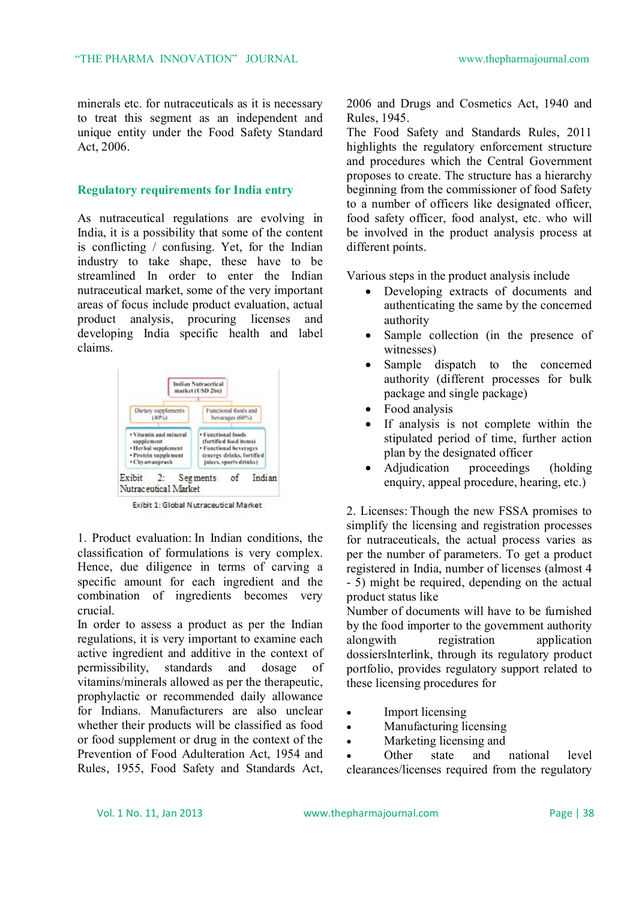minerals etc. for nutraceuticals as it is necessary to treat this segment as an independent and unique entity under the Food Safety Standard Act, 2006.

## Regulatory requirements for India entry

As nutraceutical regulations are evolving in India, it is a possibility that some of the content is conflicting / confusing. Yet, for the Indian industry to take shape, these have to be streamlined In order to enter the Indian nutraceutical market, some of the very important areas of focus include product evaluation, actual product analysis, procuring licenses and developing India specific health and label claims.

Indian Nutraceutical market (USD 2bn)

| Dietary supplements (40%) | Functional foods and bevarages (60%) |
| --- | --- |
| • Vitamin and mineral supplement<br>• Herbal supplement<br>• Protein supplement<br>• Chyawanprash | • Functional foods (fortified food items)<br>• Functional beverages (energy drinks, fortified juices, sports drinks) |

Exibit 2: Segments of Indian Nutraceutical Market

Exibit 1: Global Nutraceutical Market

1. Product evaluation: In Indian conditions, the classification of formulations is very complex. Hence, due diligence in terms of carving a specific amount for each ingredient and the combination of ingredients becomes very crucial.

In order to assess a product as per the Indian regulations, it is very important to examine each active ingredient and additive in the context of permissibility, standards and dosage of vitamins/minerals allowed as per the therapeutic, prophylactic or recommended daily allowance for Indians. Manufacturers are also unclear whether their products will be classified as food or food supplement or drug in the context of the Prevention of Food Adulteration Act, 1954 and Rules, 1955, Food Safety and Standards Act, 2006 and Drugs and Cosmetics Act, 1940 and Rules, 1945.

The Food Safety and Standards Rules, 2011 highlights the regulatory enforcement structure and procedures which the Central Government proposes to create. The structure has a hierarchy beginning from the commissioner of food Safety to a number of officers like designated officer, food safety officer, food analyst, etc. who will be involved in the product analysis process at different points.

Various steps in the product analysis include

- Developing extracts of documents and authenticating the same by the concerned authority
- Sample collection (in the presence of witnesses)
- Sample dispatch to the concerned authority (different processes for bulk package and single package)
- Food analysis
- If analysis is not complete within the stipulated period of time, further action plan by the designated officer
- Adjudication proceedings (holding enquiry, appeal procedure, hearing, etc.)

2. Licenses: Though the new FSSA promises to simplify the licensing and registration processes for nutraceuticals, the actual process varies as per the number of parameters. To get a product registered in India, number of licenses (almost 4 - 5) might be required, depending on the actual product status like

Number of documents will have to be furnished by the food importer to the government authority alongwith registration application dossiersInterlink, through its regulatory product portfolio, provides regulatory support related to these licensing procedures for

- Import licensing
- Manufacturing licensing
- Marketing licensing and
- Other state and national level clearances/licenses required from the regulatory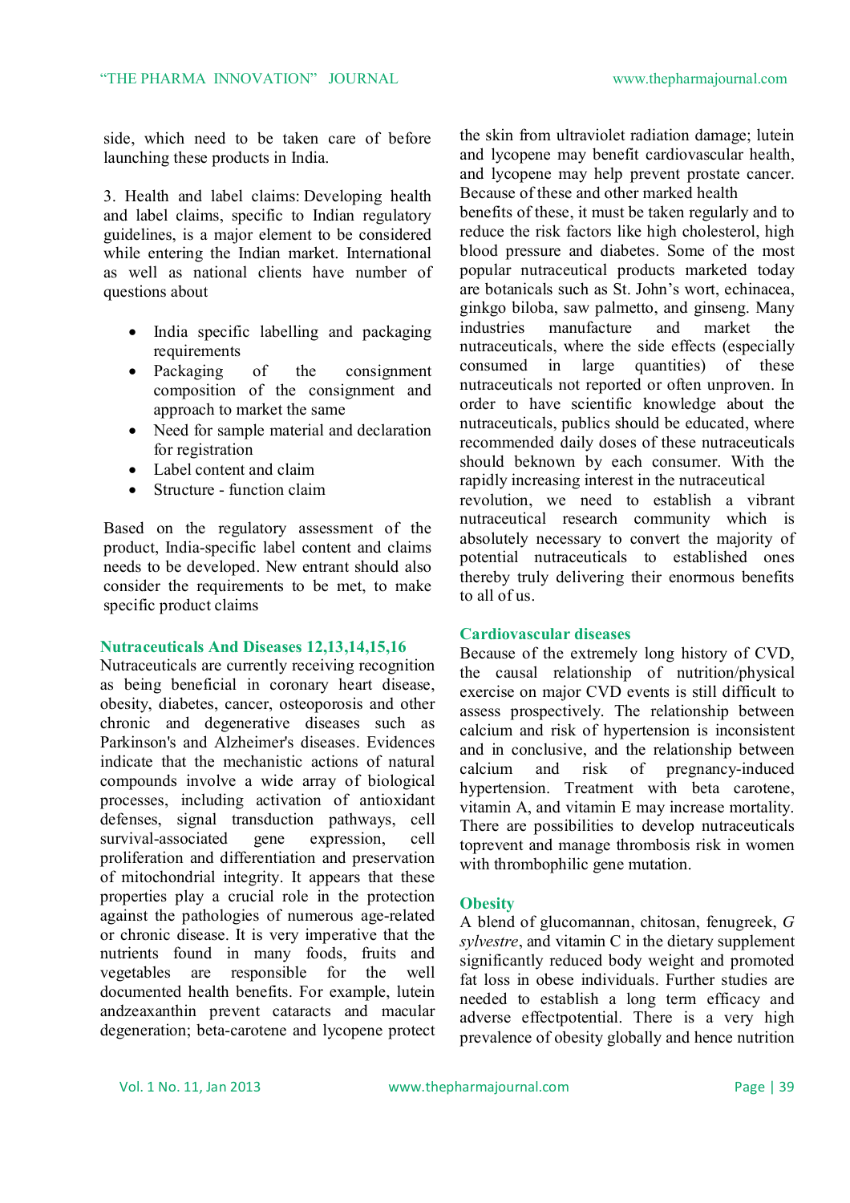side, which need to be taken care of before launching these products in India.

3. Health and label claims: Developing health and label claims, specific to Indian regulatory guidelines, is a major element to be considered while entering the Indian market. International as well as national clients have number of questions about

- India specific labelling and packaging requirements
- Packaging of the consignment composition of the consignment and approach to market the same
- Need for sample material and declaration for registration
- Label content and claim
- Structure - function claim

Based on the regulatory assessment of the product, India-specific label content and claims needs to be developed. New entrant should also consider the requirements to be met, to make specific product claims

### Nutraceuticals And Diseases 12,13,14,15,16

Nutraceuticals are currently receiving recognition as being beneficial in coronary heart disease, obesity, diabetes, cancer, osteoporosis and other chronic and degenerative diseases such as Parkinson's and Alzheimer's diseases. Evidences indicate that the mechanistic actions of natural compounds involve a wide array of biological processes, including activation of antioxidant defenses, signal transduction pathways, cell survival-associated gene expression, cell proliferation and differentiation and preservation of mitochondrial integrity. It appears that these properties play a crucial role in the protection against the pathologies of numerous age-related or chronic disease. It is very imperative that the nutrients found in many foods, fruits and vegetables are responsible for the well documented health benefits. For example, lutein andzeaxanthin prevent cataracts and macular degeneration; beta-carotene and lycopene protect the skin from ultraviolet radiation damage; lutein and lycopene may benefit cardiovascular health, and lycopene may help prevent prostate cancer. Because of these and other marked health benefits of these, it must be taken regularly and to reduce the risk factors like high cholesterol, high blood pressure and diabetes. Some of the most popular nutraceutical products marketed today are botanicals such as St. John's wort, echinacea, ginkgo biloba, saw palmetto, and ginseng. Many industries manufacture and market the nutraceuticals, where the side effects (especially consumed in large quantities) of these nutraceuticals not reported or often unproven. In order to have scientific knowledge about the nutraceuticals, publics should be educated, where recommended daily doses of these nutraceuticals should beknown by each consumer. With the rapidly increasing interest in the nutraceutical revolution, we need to establish a vibrant nutraceutical research community which is absolutely necessary to convert the majority of potential nutraceuticals to established ones thereby truly delivering their enormous benefits to all of us.

### Cardiovascular diseases

Because of the extremely long history of CVD, the causal relationship of nutrition/physical exercise on major CVD events is still difficult to assess prospectively. The relationship between calcium and risk of hypertension is inconsistent and in conclusive, and the relationship between calcium and risk of pregnancy-induced hypertension. Treatment with beta carotene, vitamin A, and vitamin E may increase mortality. There are possibilities to develop nutraceuticals toprevent and manage thrombosis risk in women with thrombophilic gene mutation.

### Obesity

A blend of glucomannan, chitosan, fenugreek, *G sylvestre*, and vitamin C in the dietary supplement significantly reduced body weight and promoted fat loss in obese individuals. Further studies are needed to establish a long term efficacy and adverse effectpotential. There is a very high prevalence of obesity globally and hence nutrition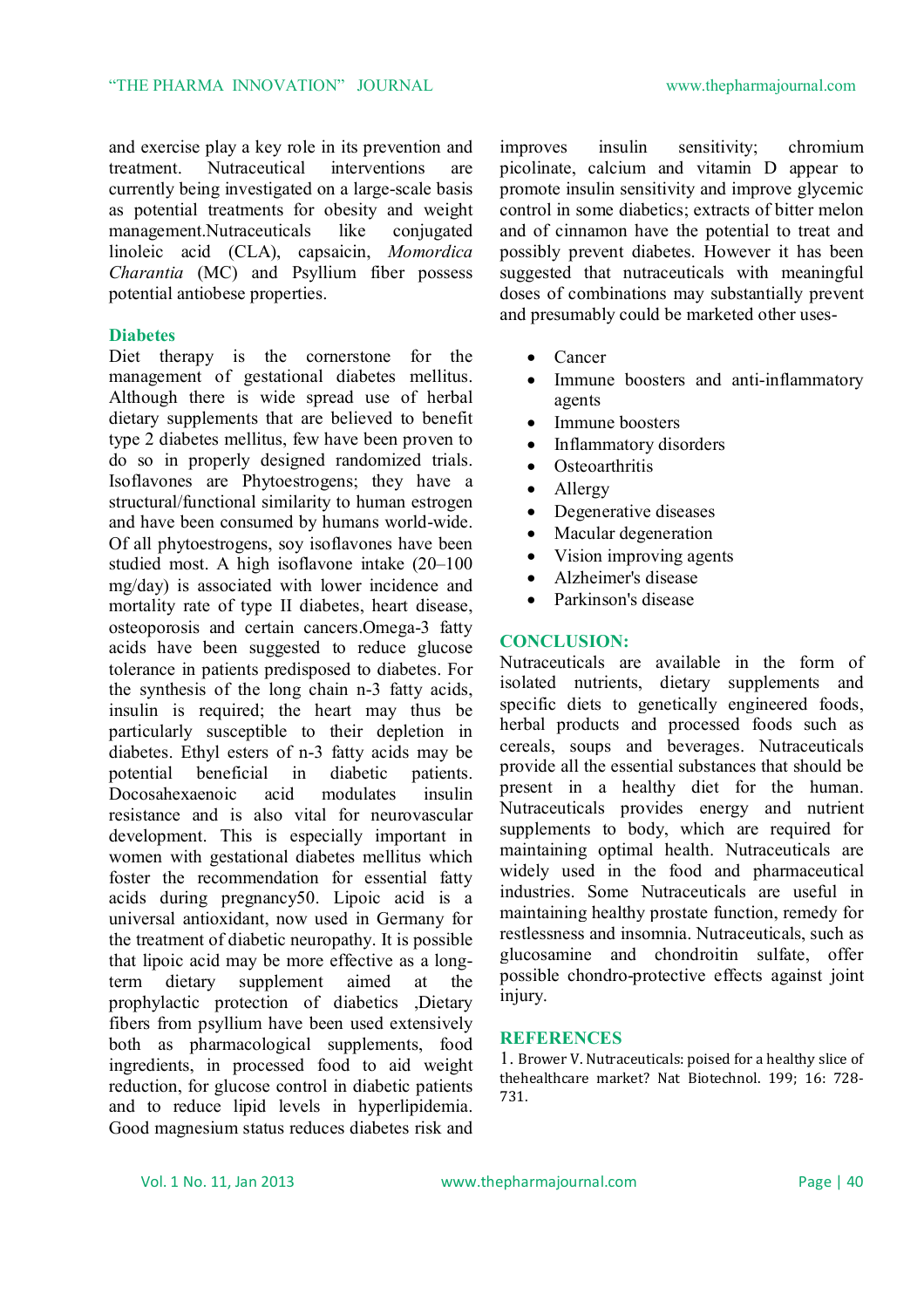and exercise play a key role in its prevention and treatment. Nutraceutical interventions are currently being investigated on a large-scale basis as potential treatments for obesity and weight management.Nutraceuticals like conjugated linoleic acid (CLA), capsaicin, *Momordica Charantia* (MC) and Psyllium fiber possess potential antiobese properties.

### Diabetes

Diet therapy is the cornerstone for the management of gestational diabetes mellitus. Although there is wide spread use of herbal dietary supplements that are believed to benefit type 2 diabetes mellitus, few have been proven to do so in properly designed randomized trials. Isoflavones are Phytoestrogens; they have a structural/functional similarity to human estrogen and have been consumed by humans world-wide. Of all phytoestrogens, soy isoflavones have been studied most. A high isoflavone intake (20–100 mg/day) is associated with lower incidence and mortality rate of type II diabetes, heart disease, osteoporosis and certain cancers.Omega-3 fatty acids have been suggested to reduce glucose tolerance in patients predisposed to diabetes. For the synthesis of the long chain n-3 fatty acids, insulin is required; the heart may thus be particularly susceptible to their depletion in diabetes. Ethyl esters of n-3 fatty acids may be potential beneficial in diabetic patients. Docosahexaenoic acid modulates insulin resistance and is also vital for neurovascular development. This is especially important in women with gestational diabetes mellitus which foster the recommendation for essential fatty acids during pregnancy50. Lipoic acid is a universal antioxidant, now used in Germany for the treatment of diabetic neuropathy. It is possible that lipoic acid may be more effective as a long-term dietary supplement aimed at the prophylactic protection of diabetics ,Dietary fibers from psyllium have been used extensively both as pharmacological supplements, food ingredients, in processed food to aid weight reduction, for glucose control in diabetic patients and to reduce lipid levels in hyperlipidemia. Good magnesium status reduces diabetes risk and improves insulin sensitivity; chromium picolinate, calcium and vitamin D appear to promote insulin sensitivity and improve glycemic control in some diabetics; extracts of bitter melon and of cinnamon have the potential to treat and possibly prevent diabetes. However it has been suggested that nutraceuticals with meaningful doses of combinations may substantially prevent and presumably could be marketed other uses-

- Cancer
- Immune boosters and anti-inflammatory agents
- Immune boosters
- Inflammatory disorders
- Osteoarthritis
- Allergy
- Degenerative diseases
- Macular degeneration
- Vision improving agents
- Alzheimer's disease
- Parkinson's disease

## CONCLUSION:

Nutraceuticals are available in the form of isolated nutrients, dietary supplements and specific diets to genetically engineered foods, herbal products and processed foods such as cereals, soups and beverages. Nutraceuticals provide all the essential substances that should be present in a healthy diet for the human. Nutraceuticals provides energy and nutrient supplements to body, which are required for maintaining optimal health. Nutraceuticals are widely used in the food and pharmaceutical industries. Some Nutraceuticals are useful in maintaining healthy prostate function, remedy for restlessness and insomnia. Nutraceuticals, such as glucosamine and chondroitin sulfate, offer possible chondro-protective effects against joint injury.

## REFERENCES

1. Brower V. Nutraceuticals: poised for a healthy slice of thehealthcare market? Nat Biotechnol. 199; 16: 728-731.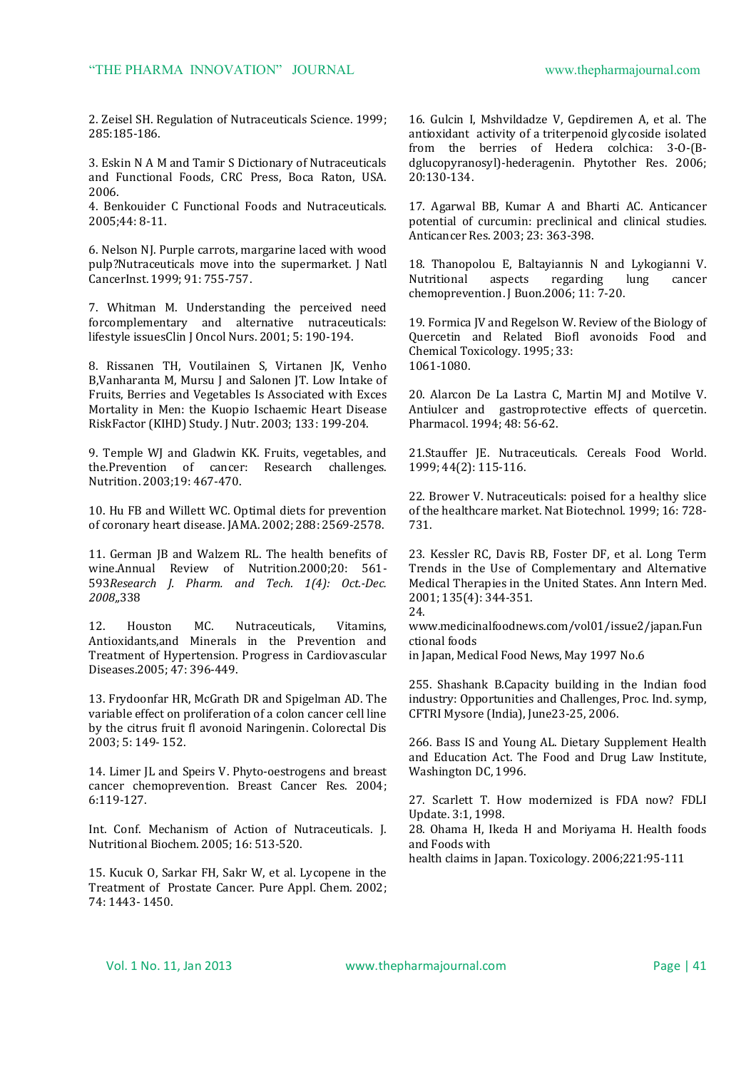2. Zeisel SH. Regulation of Nutraceuticals Science. 1999; 285:185-186.

3. Eskin N A M and Tamir S Dictionary of Nutraceuticals and Functional Foods, CRC Press, Boca Raton, USA. 2006.

4. Benkouider C Functional Foods and Nutraceuticals. 2005;44: 8-11.

6. Nelson NJ. Purple carrots, margarine laced with wood pulp?Nutraceuticals move into the supermarket. J Natl CancerInst. 1999; 91: 755-757.

7. Whitman M. Understanding the perceived need forcomplementary and alternative nutraceuticals: lifestyle issuesClin J Oncol Nurs. 2001; 5: 190-194.

8. Rissanen TH, Voutilainen S, Virtanen JK, Venho B,Vanharanta M, Mursu J and Salonen JT. Low Intake of Fruits, Berries and Vegetables Is Associated with Exces Mortality in Men: the Kuopio Ischaemic Heart Disease RiskFactor (KIHD) Study. J Nutr. 2003; 133: 199-204.

9. Temple WJ and Gladwin KK. Fruits, vegetables, and the.Prevention of cancer: Research challenges. Nutrition. 2003;19: 467-470.

10. Hu FB and Willett WC. Optimal diets for prevention of coronary heart disease. JAMA. 2002; 288: 2569-2578.

11. German JB and Walzem RL. The health benefits of wine.Annual Review of Nutrition.2000;20: 561-593*Research J. Pharm. and Tech. 1(4): Oct.-Dec. 2008,,*338

12. Houston MC. Nutraceuticals, Vitamins, Antioxidants,and Minerals in the Prevention and Treatment of Hypertension. Progress in Cardiovascular Diseases.2005; 47: 396-449.

13. Frydoonfar HR, McGrath DR and Spigelman AD. The variable effect on proliferation of a colon cancer cell line by the citrus fruit fl avonoid Naringenin. Colorectal Dis 2003; 5: 149- 152.

14. Limer JL and Speirs V. Phyto-oestrogens and breast cancer chemoprevention. Breast Cancer Res. 2004; 6:119-127.

Int. Conf. Mechanism of Action of Nutraceuticals. J. Nutritional Biochem. 2005; 16: 513-520.

15. Kucuk O, Sarkar FH, Sakr W, et al. Lycopene in the Treatment of Prostate Cancer. Pure Appl. Chem. 2002; 74: 1443- 1450.

16. Gulcin I, Mshvildadze V, Gepdiremen A, et al. The antioxidant activity of a triterpenoid glycoside isolated from the berries of Hedera colchica: 3-O-(B-dglucopyranosyl)-hederagenin. Phytother Res. 2006; 20:130-134.

17. Agarwal BB, Kumar A and Bharti AC. Anticancer potential of curcumin: preclinical and clinical studies. Anticancer Res. 2003; 23: 363-398.

18. Thanopolou E, Baltayiannis N and Lykogianni V. Nutritional aspects regarding lung cancer chemoprevention. J Buon.2006; 11: 7-20.

19. Formica JV and Regelson W. Review of the Biology of Quercetin and Related Biofl avonoids Food and Chemical Toxicology. 1995; 33: 1061-1080.

20. Alarcon De La Lastra C, Martin MJ and Motilve V. Antiulcer and gastroprotective effects of quercetin. Pharmacol. 1994; 48: 56-62.

21.Stauffer JE. Nutraceuticals. Cereals Food World. 1999; 44(2): 115-116.

22. Brower V. Nutraceuticals: poised for a healthy slice of the healthcare market. Nat Biotechnol. 1999; 16: 728-731.

23. Kessler RC, Davis RB, Foster DF, et al. Long Term Trends in the Use of Complementary and Alternative Medical Therapies in the United States. Ann Intern Med. 2001; 135(4): 344-351.

24. www.medicinalfoodnews.com/vol01/issue2/japan.Functional foods in Japan, Medical Food News, May 1997 No.6

255. Shashank B.Capacity building in the Indian food industry: Opportunities and Challenges, Proc. Ind. symp, CFTRI Mysore (India), June23-25, 2006.

266. Bass IS and Young AL. Dietary Supplement Health and Education Act. The Food and Drug Law Institute, Washington DC, 1996.

27. Scarlett T. How modernized is FDA now? FDLI Update. 3:1, 1998.

28. Ohama H, Ikeda H and Moriyama H. Health foods and Foods with health claims in Japan. Toxicology. 2006;221:95-111